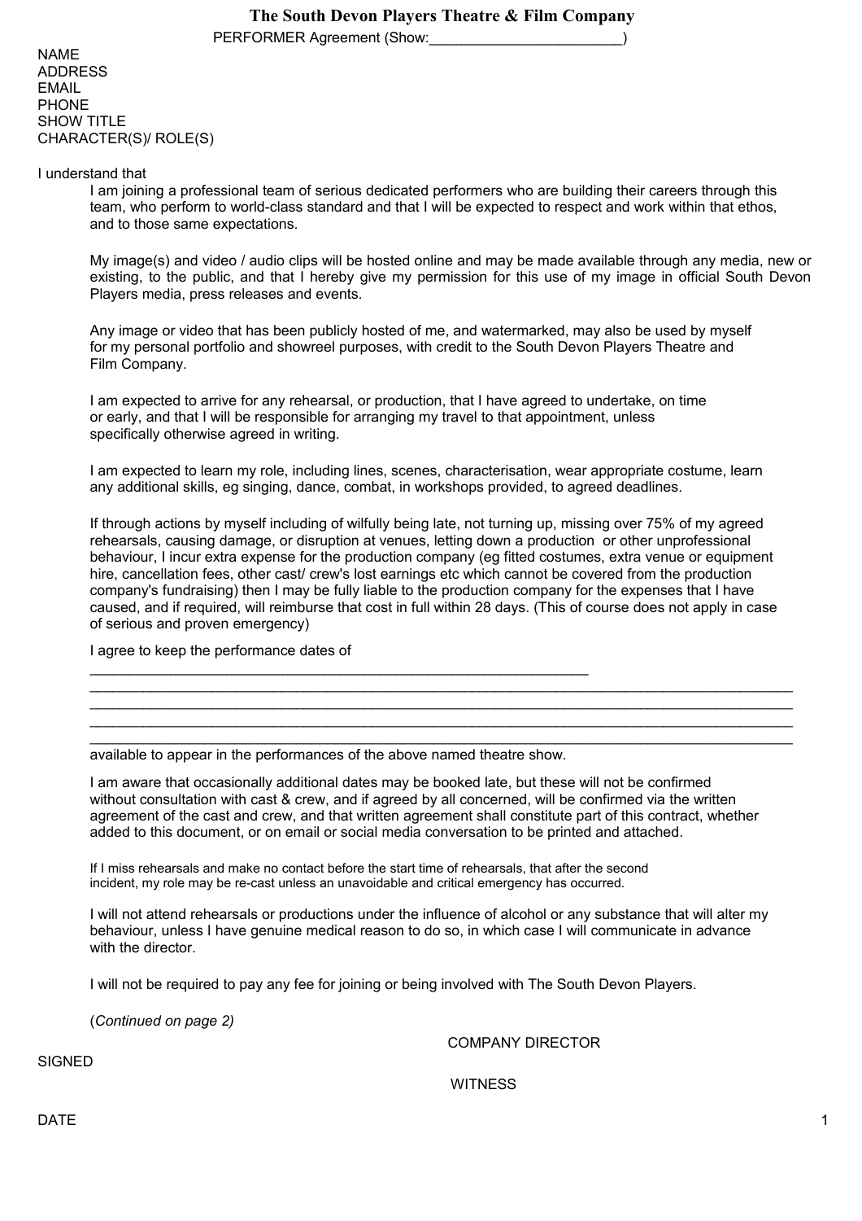# The South Devon Players Theatre & Film Company

PERFORMER Agreement (Show:________________________)

NAME
ADDRESS
EMAIL
PHONE
SHOW TITLE
CHARACTER(S)/ ROLE(S)

I understand that

I am joining a professional team of serious dedicated performers who are building their careers through this team, who perform to world-class standard and that I will be expected to respect and work within that ethos, and to those same expectations.

My image(s) and video / audio clips will be hosted online and may be made available through any media, new or existing, to the public, and that I hereby give my permission for this use of my image in official South Devon Players media, press releases and events.

Any image or video that has been publicly hosted of me, and watermarked, may also be used by myself for my personal portfolio and showreel purposes, with credit to the South Devon Players Theatre and Film Company.

I am expected to arrive for any rehearsal, or production, that I have agreed to undertake, on time or early, and that I will be responsible for arranging my travel to that appointment, unless specifically otherwise agreed in writing.

I am expected to learn my role, including lines, scenes, characterisation, wear appropriate costume, learn any additional skills, eg singing, dance, combat, in workshops provided, to agreed deadlines.

If through actions by myself including of wilfully being late, not turning up, missing over 75% of my agreed rehearsals, causing damage, or disruption at venues, letting down a production or other unprofessional behaviour, I incur extra expense for the production company (eg fitted costumes, extra venue or equipment hire, cancellation fees, other cast/ crew's lost earnings etc which cannot be covered from the production company's fundraising) then I may be fully liable to the production company for the expenses that I have caused, and if required, will reimburse that cost in full within 28 days. (This of course does not apply in case of serious and proven emergency)

I agree to keep the performance dates of

________________________________________________________________
________________________________________________________________________________________
________________________________________________________________________________________
________________________________________________________________________________________
________________________________________________________________________________________

available to appear in the performances of the above named theatre show.

I am aware that occasionally additional dates may be booked late, but these will not be confirmed without consultation with cast & crew, and if agreed by all concerned, will be confirmed via the written agreement of the cast and crew, and that written agreement shall constitute part of this contract, whether added to this document, or on email or social media conversation to be printed and attached.

If I miss rehearsals and make no contact before the start time of rehearsals, that after the second incident, my role may be re-cast unless an unavoidable and critical emergency has occurred.

I will not attend rehearsals or productions under the influence of alcohol or any substance that will alter my behaviour, unless I have genuine medical reason to do so, in which case I will communicate in advance with the director.

I will not be required to pay any fee for joining or being involved with The South Devon Players.

(*Continued on page 2*)

SIGNED

COMPANY DIRECTOR

WITNESS

DATE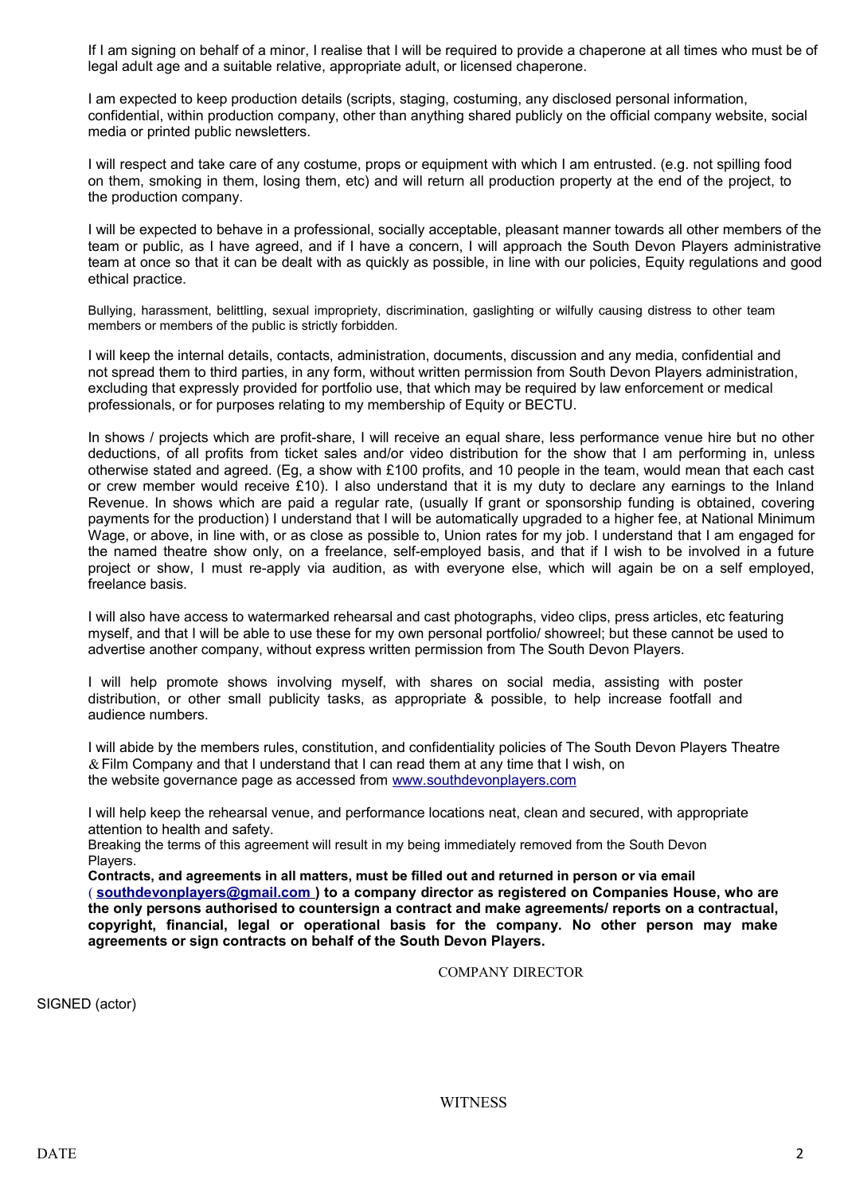If I am signing on behalf of a minor, I realise that I will be required to provide a chaperone at all times who must be of legal adult age and a suitable relative, appropriate adult, or licensed chaperone.

I am expected to keep production details (scripts, staging, costuming, any disclosed personal information, confidential, within production company, other than anything shared publicly on the official company website, social media or printed public newsletters.

I will respect and take care of any costume, props or equipment with which I am entrusted. (e.g. not spilling food on them, smoking in them, losing them, etc) and will return all production property at the end of the project, to the production company.

I will be expected to behave in a professional, socially acceptable, pleasant manner towards all other members of the team or public, as I have agreed, and if I have a concern, I will approach the South Devon Players administrative team at once so that it can be dealt with as quickly as possible, in line with our policies, Equity regulations and good ethical practice.

Bullying, harassment, belittling, sexual impropriety, discrimination, gaslighting or wilfully causing distress to other team members or members of the public is strictly forbidden.

I will keep the internal details, contacts, administration, documents, discussion and any media, confidential and not spread them to third parties, in any form, without written permission from South Devon Players administration, excluding that expressly provided for portfolio use, that which may be required by law enforcement or medical professionals, or for purposes relating to my membership of Equity or BECTU.

In shows / projects which are profit-share, I will receive an equal share, less performance venue hire but no other deductions, of all profits from ticket sales and/or video distribution for the show that I am performing in, unless otherwise stated and agreed. (Eg, a show with £100 profits, and 10 people in the team, would mean that each cast or crew member would receive £10). I also understand that it is my duty to declare any earnings to the Inland Revenue. In shows which are paid a regular rate, (usually If grant or sponsorship funding is obtained, covering payments for the production) I understand that I will be automatically upgraded to a higher fee, at National Minimum Wage, or above, in line with, or as close as possible to, Union rates for my job. I understand that I am engaged for the named theatre show only, on a freelance, self-employed basis, and that if I wish to be involved in a future project or show, I must re-apply via audition, as with everyone else, which will again be on a self employed, freelance basis.

I will also have access to watermarked rehearsal and cast photographs, video clips, press articles, etc featuring myself, and that I will be able to use these for my own personal portfolio/ showreel; but these cannot be used to advertise another company, without express written permission from The South Devon Players.

I will help promote shows involving myself, with shares on social media, assisting with poster distribution, or other small publicity tasks, as appropriate & possible, to help increase footfall and audience numbers.

I will abide by the members rules, constitution, and confidentiality policies of The South Devon Players Theatre & Film Company and that I understand that I can read them at any time that I wish, on the website governance page as accessed from www.southdevonplayers.com

I will help keep the rehearsal venue, and performance locations neat, clean and secured, with appropriate attention to health and safety.
Breaking the terms of this agreement will result in my being immediately removed from the South Devon Players.

**Contracts, and agreements in all matters, must be filled out and returned in person or via email ( southdevonplayers@gmail.com ) to a company director as registered on Companies House, who are the only persons authorised to countersign a contract and make agreements/ reports on a contractual, copyright, financial, legal or operational basis for the company. No other person may make agreements or sign contracts on behalf of the South Devon Players.**

COMPANY DIRECTOR

SIGNED (actor)

WITNESS

DATE